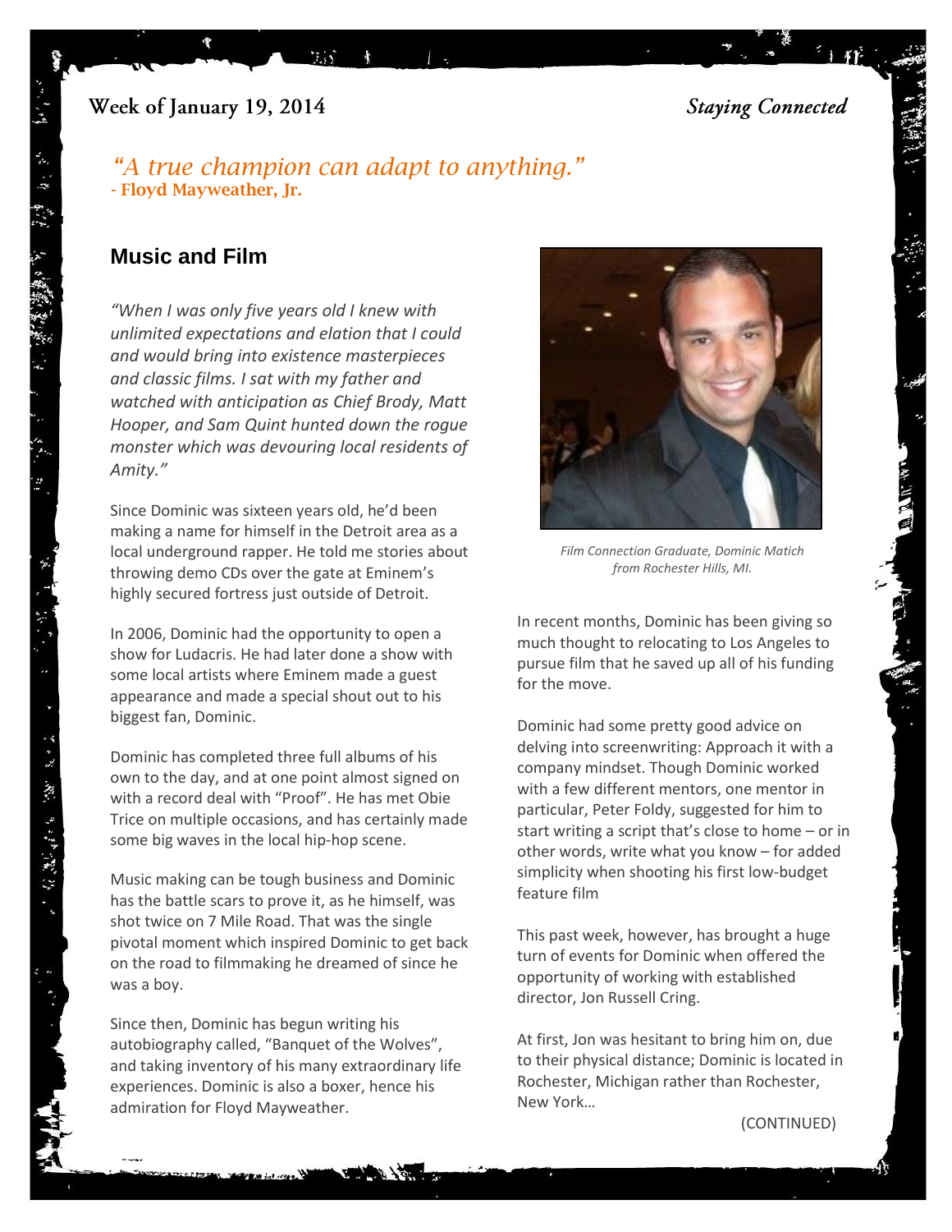Week of January 19, 2014 *Staying Connected*

*"A true champion can adapt to anything."*
**- Floyd Mayweather, Jr.**

## Music and Film

*"When I was only five years old I knew with unlimited expectations and elation that I could and would bring into existence masterpieces and classic films. I sat with my father and watched with anticipation as Chief Brody, Matt Hooper, and Sam Quint hunted down the rogue monster which was devouring local residents of Amity."*

Since Dominic was sixteen years old, he'd been making a name for himself in the Detroit area as a local underground rapper. He told me stories about throwing demo CDs over the gate at Eminem's highly secured fortress just outside of Detroit.

In 2006, Dominic had the opportunity to open a show for Ludacris. He had later done a show with some local artists where Eminem made a guest appearance and made a special shout out to his biggest fan, Dominic.

Dominic has completed three full albums of his own to the day, and at one point almost signed on with a record deal with "Proof". He has met Obie Trice on multiple occasions, and has certainly made some big waves in the local hip-hop scene.

Music making can be tough business and Dominic has the battle scars to prove it, as he himself, was shot twice on 7 Mile Road. That was the single pivotal moment which inspired Dominic to get back on the road to filmmaking he dreamed of since he was a boy.

Since then, Dominic has begun writing his autobiography called, "Banquet of the Wolves", and taking inventory of his many extraordinary life experiences. Dominic is also a boxer, hence his admiration for Floyd Mayweather.

*Film Connection Graduate, Dominic Matich from Rochester Hills, MI.*

In recent months, Dominic has been giving so much thought to relocating to Los Angeles to pursue film that he saved up all of his funding for the move.

Dominic had some pretty good advice on delving into screenwriting: Approach it with a company mindset. Though Dominic worked with a few different mentors, one mentor in particular, Peter Foldy, suggested for him to start writing a script that's close to home – or in other words, write what you know – for added simplicity when shooting his first low-budget feature film

This past week, however, has brought a huge turn of events for Dominic when offered the opportunity of working with established director, Jon Russell Cring.

At first, Jon was hesitant to bring him on, due to their physical distance; Dominic is located in Rochester, Michigan rather than Rochester, New York…

(CONTINUED)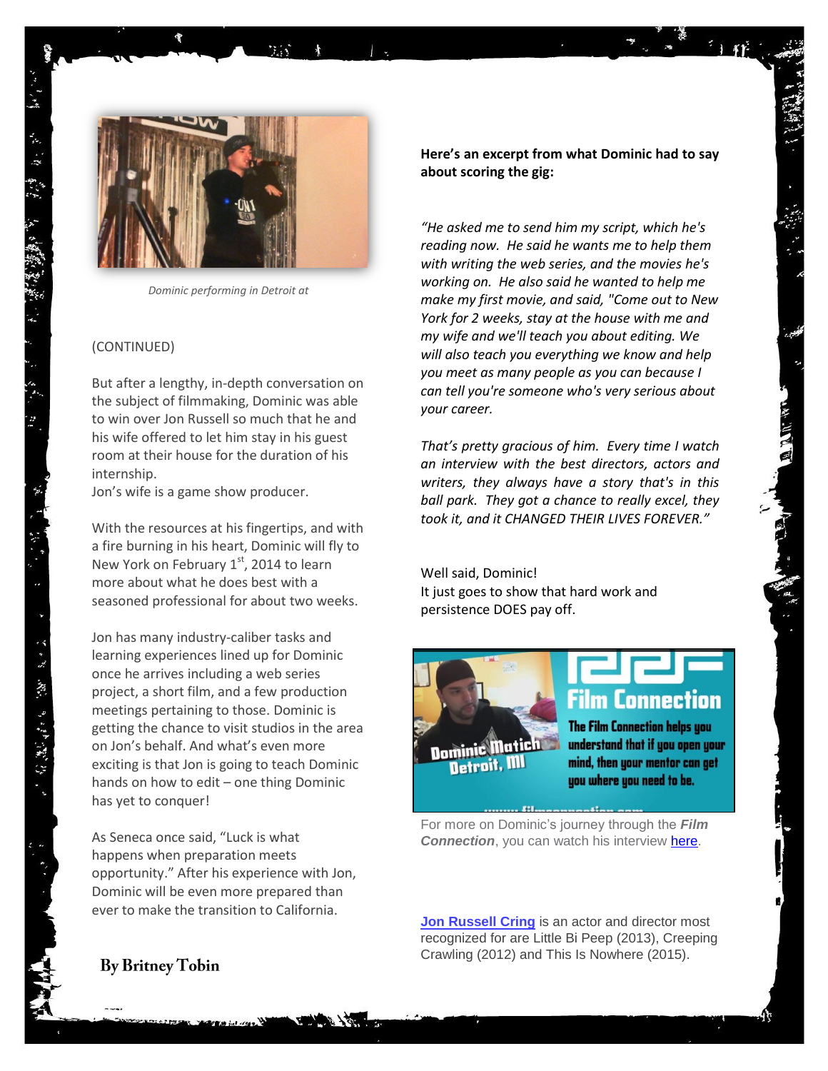Dominic performing in Detroit at

(CONTINUED)

But after a lengthy, in-depth conversation on the subject of filmmaking, Dominic was able to win over Jon Russell so much that he and his wife offered to let him stay in his guest room at their house for the duration of his internship.
Jon's wife is a game show producer.

With the resources at his fingertips, and with a fire burning in his heart, Dominic will fly to New York on February 1st, 2014 to learn more about what he does best with a seasoned professional for about two weeks.

Jon has many industry-caliber tasks and learning experiences lined up for Dominic once he arrives including a web series project, a short film, and a few production meetings pertaining to those. Dominic is getting the chance to visit studios in the area on Jon's behalf. And what's even more exciting is that Jon is going to teach Dominic hands on how to edit – one thing Dominic has yet to conquer!

As Seneca once said, "Luck is what happens when preparation meets opportunity." After his experience with Jon, Dominic will be even more prepared than ever to make the transition to California.

**By Britney Tobin**

**Here's an excerpt from what Dominic had to say about scoring the gig:**

*"He asked me to send him my script, which he's reading now. He said he wants me to help them with writing the web series, and the movies he's working on. He also said he wanted to help me make my first movie, and said, "Come out to New York for 2 weeks, stay at the house with me and my wife and we'll teach you about editing. We will also teach you everything we know and help you meet as many people as you can because I can tell you're someone who's very serious about your career.*

*That's pretty gracious of him. Every time I watch an interview with the best directors, actors and writers, they always have a story that's in this ball park. They got a chance to really excel, they took it, and it CHANGED THEIR LIVES FOREVER."*

Well said, Dominic!
It just goes to show that hard work and persistence DOES pay off.

Dominic Matich Detroit, MI

Film Connection

The Film Connection helps you understand that if you open your mind, then your mentor can get you where you need to be.

For more on Dominic's journey through the ***Film Connection***, you can watch his interview here.

**Jon Russell Cring** is an actor and director most recognized for are Little Bi Peep (2013), Creeping Crawling (2012) and This Is Nowhere (2015).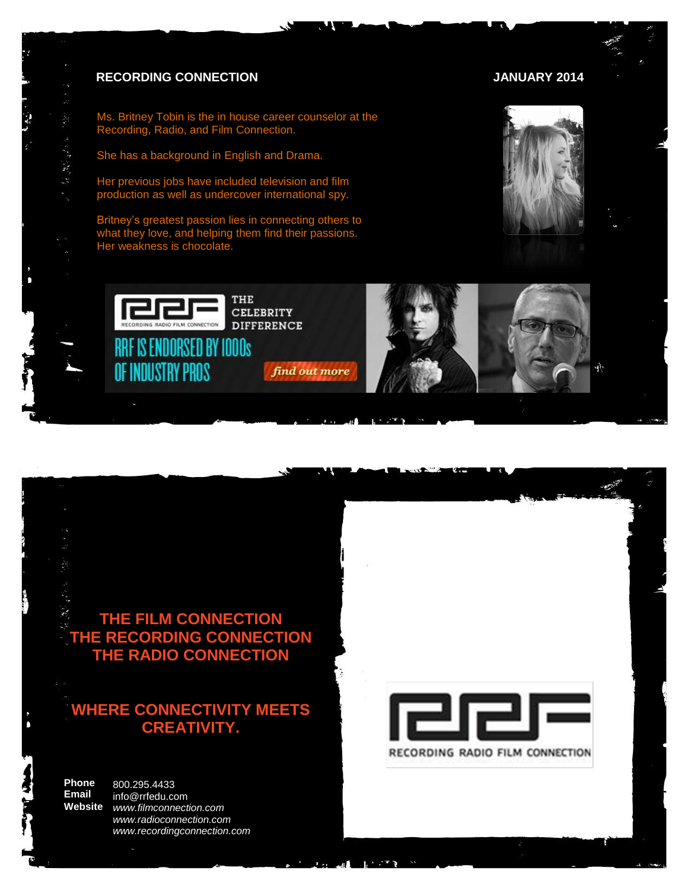**RECORDING CONNECTION** **JANUARY 2014**

Ms. Britney Tobin is the in house career counselor at the Recording, Radio, and Film Connection.

She has a background in English and Drama.

Her previous jobs have included television and film production as well as undercover international spy.

Britney's greatest passion lies in connecting others to what they love, and helping them find their passions. Her weakness is chocolate.

RECORDING RADIO FILM CONNECTION

THE CELEBRITY DIFFERENCE

RRF IS ENDORSED BY 1000s OF INDUSTRY PROS

*find out more*

## THE FILM CONNECTION
## THE RECORDING CONNECTION
## THE RADIO CONNECTION

## WHERE CONNECTIVITY MEETS CREATIVITY.

**Phone** 800.295.4433
**Email** info@rrfedu.com
**Website** *www.filmconnection.com*
*www.radioconnection.com*
*www.recordingconnection.com*

RECORDING RADIO FILM CONNECTION